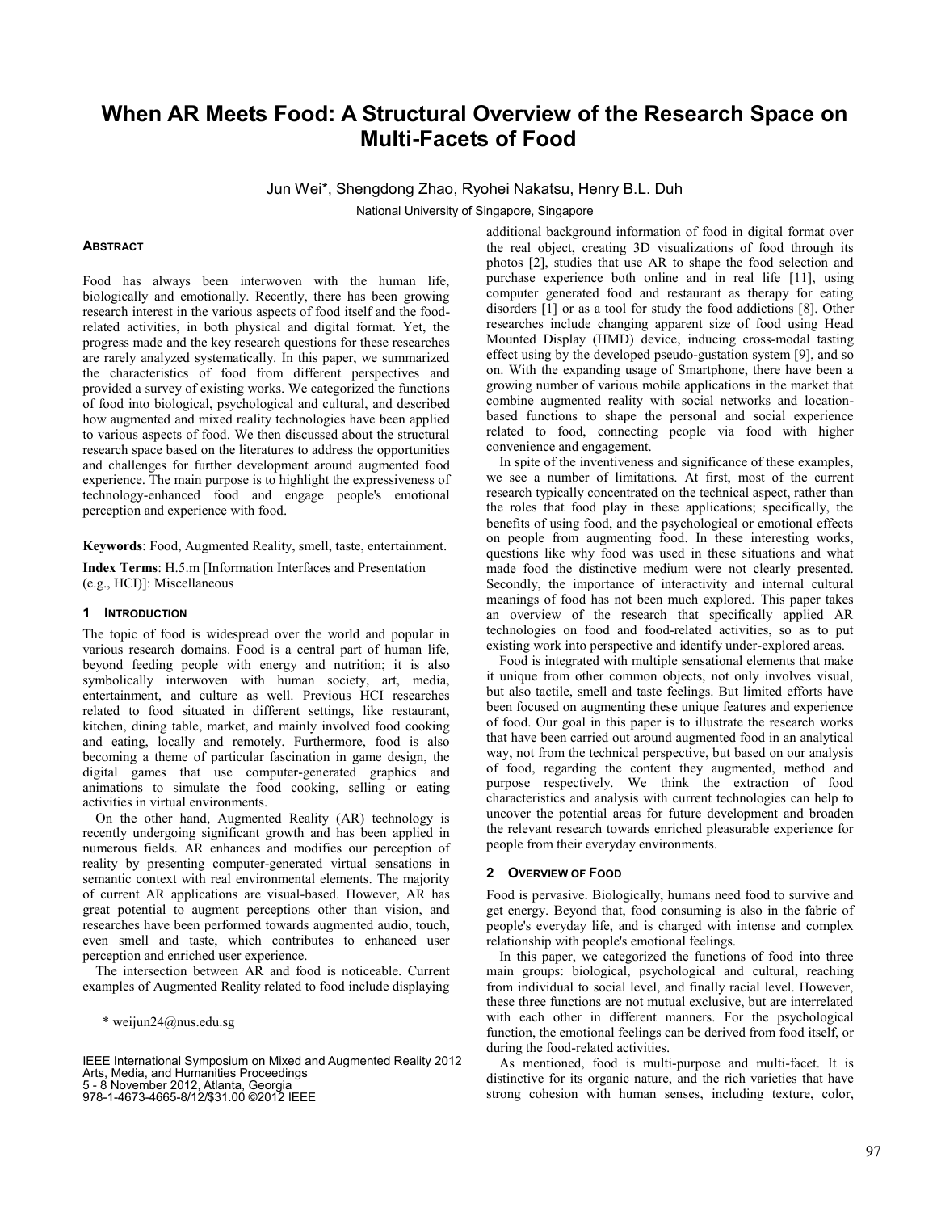# When AR Meets Food: A Structural Overview of the Research Space on Multi-Facets of Food

Jun Wei*, Shengdong Zhao, Ryohei Nakatsu, Henry B.L. Duh

National University of Singapore, Singapore

### Abstract

Food has always been interwoven with the human life, biologically and emotionally. Recently, there has been growing research interest in the various aspects of food itself and the food-related activities, in both physical and digital format. Yet, the progress made and the key research questions for these researches are rarely analyzed systematically. In this paper, we summarized the characteristics of food from different perspectives and provided a survey of existing works. We categorized the functions of food into biological, psychological and cultural, and described how augmented and mixed reality technologies have been applied to various aspects of food. We then discussed about the structural research space based on the literatures to address the opportunities and challenges for further development around augmented food experience. The main purpose is to highlight the expressiveness of technology-enhanced food and engage people's emotional perception and experience with food.

**Keywords**: Food, Augmented Reality, smell, taste, entertainment.

**Index Terms**: H.5.m [Information Interfaces and Presentation (e.g., HCI)]: Miscellaneous

## 1 Introduction

The topic of food is widespread over the world and popular in various research domains. Food is a central part of human life, beyond feeding people with energy and nutrition; it is also symbolically interwoven with human society, art, media, entertainment, and culture as well. Previous HCI researches related to food situated in different settings, like restaurant, kitchen, dining table, market, and mainly involved food cooking and eating, locally and remotely. Furthermore, food is also becoming a theme of particular fascination in game design, the digital games that use computer-generated graphics and animations to simulate the food cooking, selling or eating activities in virtual environments.

On the other hand, Augmented Reality (AR) technology is recently undergoing significant growth and has been applied in numerous fields. AR enhances and modifies our perception of reality by presenting computer-generated virtual sensations in semantic context with real environmental elements. The majority of current AR applications are visual-based. However, AR has great potential to augment perceptions other than vision, and researches have been performed towards augmented audio, touch, even smell and taste, which contributes to enhanced user perception and enriched user experience.

The intersection between AR and food is noticeable. Current examples of Augmented Reality related to food include displaying additional background information of food in digital format over the real object, creating 3D visualizations of food through its photos [2], studies that use AR to shape the food selection and purchase experience both online and in real life [11], using computer generated food and restaurant as therapy for eating disorders [1] or as a tool for study the food addictions [8]. Other researches include changing apparent size of food using Head Mounted Display (HMD) device, inducing cross-modal tasting effect using by the developed pseudo-gustation system [9], and so on. With the expanding usage of Smartphone, there have been a growing number of various mobile applications in the market that combine augmented reality with social networks and location-based functions to shape the personal and social experience related to food, connecting people via food with higher convenience and engagement.

In spite of the inventiveness and significance of these examples, we see a number of limitations. At first, most of the current research typically concentrated on the technical aspect, rather than the roles that food play in these applications; specifically, the benefits of using food, and the psychological or emotional effects on people from augmenting food. In these interesting works, questions like why food was used in these situations and what made food the distinctive medium were not clearly presented. Secondly, the importance of interactivity and internal cultural meanings of food has not been much explored. This paper takes an overview of the research that specifically applied AR technologies on food and food-related activities, so as to put existing work into perspective and identify under-explored areas.

Food is integrated with multiple sensational elements that make it unique from other common objects, not only involves visual, but also tactile, smell and taste feelings. But limited efforts have been focused on augmenting these unique features and experience of food. Our goal in this paper is to illustrate the research works that have been carried out around augmented food in an analytical way, not from the technical perspective, but based on our analysis of food, regarding the content they augmented, method and purpose respectively. We think the extraction of food characteristics and analysis with current technologies can help to uncover the potential areas for future development and broaden the relevant research towards enriched pleasurable experience for people from their everyday environments.

## 2 Overview of Food

Food is pervasive. Biologically, humans need food to survive and get energy. Beyond that, food consuming is also in the fabric of people's everyday life, and is charged with intense and complex relationship with people's emotional feelings.

In this paper, we categorized the functions of food into three main groups: biological, psychological and cultural, reaching from individual to social level, and finally racial level. However, these three functions are not mutual exclusive, but are interrelated with each other in different manners. For the psychological function, the emotional feelings can be derived from food itself, or during the food-related activities.

As mentioned, food is multi-purpose and multi-facet. It is distinctive for its organic nature, and the rich varieties that have strong cohesion with human senses, including texture, color,

\* weijun24@nus.edu.sg

IEEE International Symposium on Mixed and Augmented Reality 2012
Arts, Media, and Humanities Proceedings
5 - 8 November 2012, Atlanta, Georgia
978-1-4673-4665-8/12/$31.00 ©2012 IEEE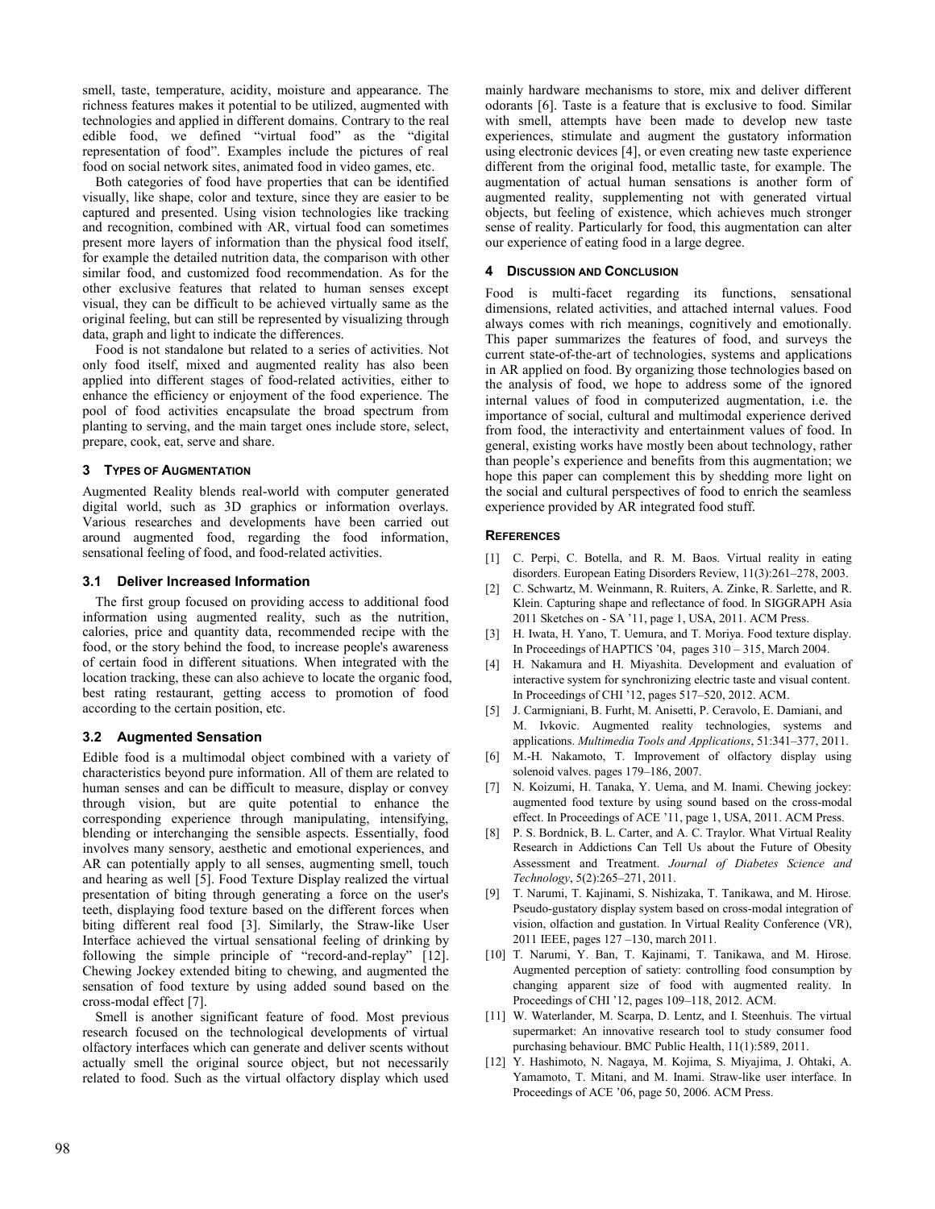smell, taste, temperature, acidity, moisture and appearance. The richness features makes it potential to be utilized, augmented with technologies and applied in different domains. Contrary to the real edible food, we defined "virtual food" as the "digital representation of food". Examples include the pictures of real food on social network sites, animated food in video games, etc.

Both categories of food have properties that can be identified visually, like shape, color and texture, since they are easier to be captured and presented. Using vision technologies like tracking and recognition, combined with AR, virtual food can sometimes present more layers of information than the physical food itself, for example the detailed nutrition data, the comparison with other similar food, and customized food recommendation. As for the other exclusive features that related to human senses except visual, they can be difficult to be achieved virtually same as the original feeling, but can still be represented by visualizing through data, graph and light to indicate the differences.

Food is not standalone but related to a series of activities. Not only food itself, mixed and augmented reality has also been applied into different stages of food-related activities, either to enhance the efficiency or enjoyment of the food experience. The pool of food activities encapsulate the broad spectrum from planting to serving, and the main target ones include store, select, prepare, cook, eat, serve and share.

## 3 Types of Augmentation

Augmented Reality blends real-world with computer generated digital world, such as 3D graphics or information overlays. Various researches and developments have been carried out around augmented food, regarding the food information, sensational feeling of food, and food-related activities.

### 3.1 Deliver Increased Information

The first group focused on providing access to additional food information using augmented reality, such as the nutrition, calories, price and quantity data, recommended recipe with the food, or the story behind the food, to increase people's awareness of certain food in different situations. When integrated with the location tracking, these can also achieve to locate the organic food, best rating restaurant, getting access to promotion of food according to the certain position, etc.

### 3.2 Augmented Sensation

Edible food is a multimodal object combined with a variety of characteristics beyond pure information. All of them are related to human senses and can be difficult to measure, display or convey through vision, but are quite potential to enhance the corresponding experience through manipulating, intensifying, blending or interchanging the sensible aspects. Essentially, food involves many sensory, aesthetic and emotional experiences, and AR can potentially apply to all senses, augmenting smell, touch and hearing as well [5]. Food Texture Display realized the virtual presentation of biting through generating a force on the user's teeth, displaying food texture based on the different forces when biting different real food [3]. Similarly, the Straw-like User Interface achieved the virtual sensational feeling of drinking by following the simple principle of "record-and-replay" [12]. Chewing Jockey extended biting to chewing, and augmented the sensation of food texture by using added sound based on the cross-modal effect [7].

Smell is another significant feature of food. Most previous research focused on the technological developments of virtual olfactory interfaces which can generate and deliver scents without actually smell the original source object, but not necessarily related to food. Such as the virtual olfactory display which used mainly hardware mechanisms to store, mix and deliver different odorants [6]. Taste is a feature that is exclusive to food. Similar with smell, attempts have been made to develop new taste experiences, stimulate and augment the gustatory information using electronic devices [4], or even creating new taste experience different from the original food, metallic taste, for example. The augmentation of actual human sensations is another form of augmented reality, supplementing not with generated virtual objects, but feeling of existence, which achieves much stronger sense of reality. Particularly for food, this augmentation can alter our experience of eating food in a large degree.

## 4 Discussion and Conclusion

Food is multi-facet regarding its functions, sensational dimensions, related activities, and attached internal values. Food always comes with rich meanings, cognitively and emotionally. This paper summarizes the features of food, and surveys the current state-of-the-art of technologies, systems and applications in AR applied on food. By organizing those technologies based on the analysis of food, we hope to address some of the ignored internal values of food in computerized augmentation, i.e. the importance of social, cultural and multimodal experience derived from food, the interactivity and entertainment values of food. In general, existing works have mostly been about technology, rather than people's experience and benefits from this augmentation; we hope this paper can complement this by shedding more light on the social and cultural perspectives of food to enrich the seamless experience provided by AR integrated food stuff.

## References

[1] C. Perpi, C. Botella, and R. M. Baos. Virtual reality in eating disorders. European Eating Disorders Review, 11(3):261–278, 2003.

[2] C. Schwartz, M. Weinmann, R. Ruiters, A. Zinke, R. Sarlette, and R. Klein. Capturing shape and reflectance of food. In SIGGRAPH Asia 2011 Sketches on - SA '11, page 1, USA, 2011. ACM Press.

[3] H. Iwata, H. Yano, T. Uemura, and T. Moriya. Food texture display. In Proceedings of HAPTICS '04, pages 310 – 315, March 2004.

[4] H. Nakamura and H. Miyashita. Development and evaluation of interactive system for synchronizing electric taste and visual content. In Proceedings of CHI '12, pages 517–520, 2012. ACM.

[5] J. Carmigniani, B. Furht, M. Anisetti, P. Ceravolo, E. Damiani, and M. Ivkovic. Augmented reality technologies, systems and applications. *Multimedia Tools and Applications*, 51:341–377, 2011.

[6] M.-H. Nakamoto, T. Improvement of olfactory display using solenoid valves. pages 179–186, 2007.

[7] N. Koizumi, H. Tanaka, Y. Uema, and M. Inami. Chewing jockey: augmented food texture by using sound based on the cross-modal effect. In Proceedings of ACE '11, page 1, USA, 2011. ACM Press.

[8] P. S. Bordnick, B. L. Carter, and A. C. Traylor. What Virtual Reality Research in Addictions Can Tell Us about the Future of Obesity Assessment and Treatment. *Journal of Diabetes Science and Technology*, 5(2):265–271, 2011.

[9] T. Narumi, T. Kajinami, S. Nishizaka, T. Tanikawa, and M. Hirose. Pseudo-gustatory display system based on cross-modal integration of vision, olfaction and gustation. In Virtual Reality Conference (VR), 2011 IEEE, pages 127 –130, march 2011.

[10] T. Narumi, Y. Ban, T. Kajinami, T. Tanikawa, and M. Hirose. Augmented perception of satiety: controlling food consumption by changing apparent size of food with augmented reality. In Proceedings of CHI '12, pages 109–118, 2012. ACM.

[11] W. Waterlander, M. Scarpa, D. Lentz, and I. Steenhuis. The virtual supermarket: An innovative research tool to study consumer food purchasing behaviour. BMC Public Health, 11(1):589, 2011.

[12] Y. Hashimoto, N. Nagaya, M. Kojima, S. Miyajima, J. Ohtaki, A. Yamamoto, T. Mitani, and M. Inami. Straw-like user interface. In Proceedings of ACE '06, page 50, 2006. ACM Press.